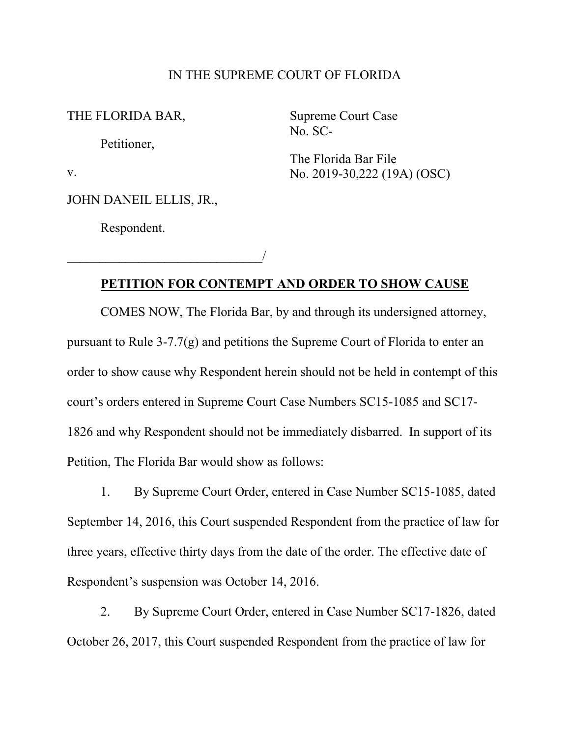IN THE SUPREME COURT OF FLORIDA

THE FLORIDA BAR,

Petitioner,

v.

JOHN DANEIL ELLIS, JR.,

Respondent.

_______________________________/

Supreme Court Case
No. SC-

The Florida Bar File
No. 2019-30,222 (19A) (OSC)

**PETITION FOR CONTEMPT AND ORDER TO SHOW CAUSE**

COMES NOW, The Florida Bar, by and through its undersigned attorney, pursuant to Rule 3-7.7(g) and petitions the Supreme Court of Florida to enter an order to show cause why Respondent herein should not be held in contempt of this court's orders entered in Supreme Court Case Numbers SC15-1085 and SC17-1826 and why Respondent should not be immediately disbarred. In support of its Petition, The Florida Bar would show as follows:

1. By Supreme Court Order, entered in Case Number SC15-1085, dated September 14, 2016, this Court suspended Respondent from the practice of law for three years, effective thirty days from the date of the order. The effective date of Respondent's suspension was October 14, 2016.

2. By Supreme Court Order, entered in Case Number SC17-1826, dated October 26, 2017, this Court suspended Respondent from the practice of law for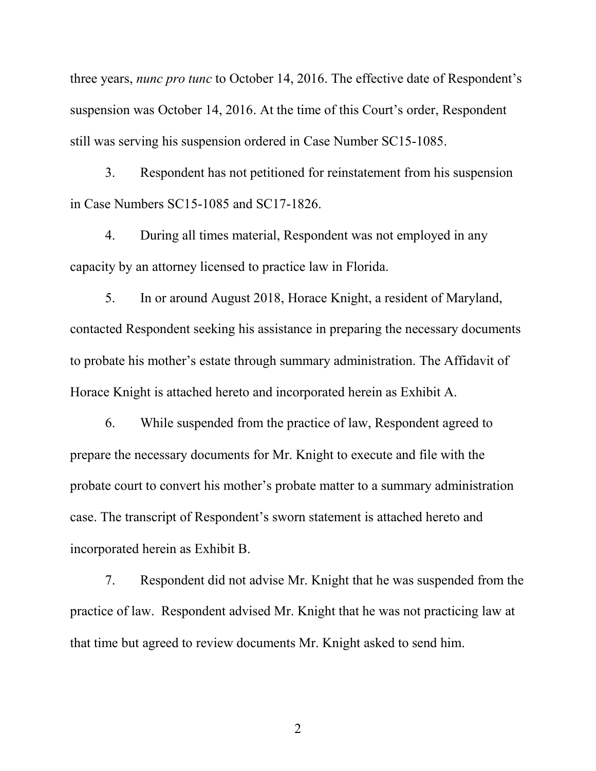three years, *nunc pro tunc* to October 14, 2016. The effective date of Respondent's suspension was October 14, 2016. At the time of this Court's order, Respondent still was serving his suspension ordered in Case Number SC15-1085.

3. Respondent has not petitioned for reinstatement from his suspension in Case Numbers SC15-1085 and SC17-1826.

4. During all times material, Respondent was not employed in any capacity by an attorney licensed to practice law in Florida.

5. In or around August 2018, Horace Knight, a resident of Maryland, contacted Respondent seeking his assistance in preparing the necessary documents to probate his mother's estate through summary administration. The Affidavit of Horace Knight is attached hereto and incorporated herein as Exhibit A.

6. While suspended from the practice of law, Respondent agreed to prepare the necessary documents for Mr. Knight to execute and file with the probate court to convert his mother's probate matter to a summary administration case. The transcript of Respondent's sworn statement is attached hereto and incorporated herein as Exhibit B.

7. Respondent did not advise Mr. Knight that he was suspended from the practice of law. Respondent advised Mr. Knight that he was not practicing law at that time but agreed to review documents Mr. Knight asked to send him.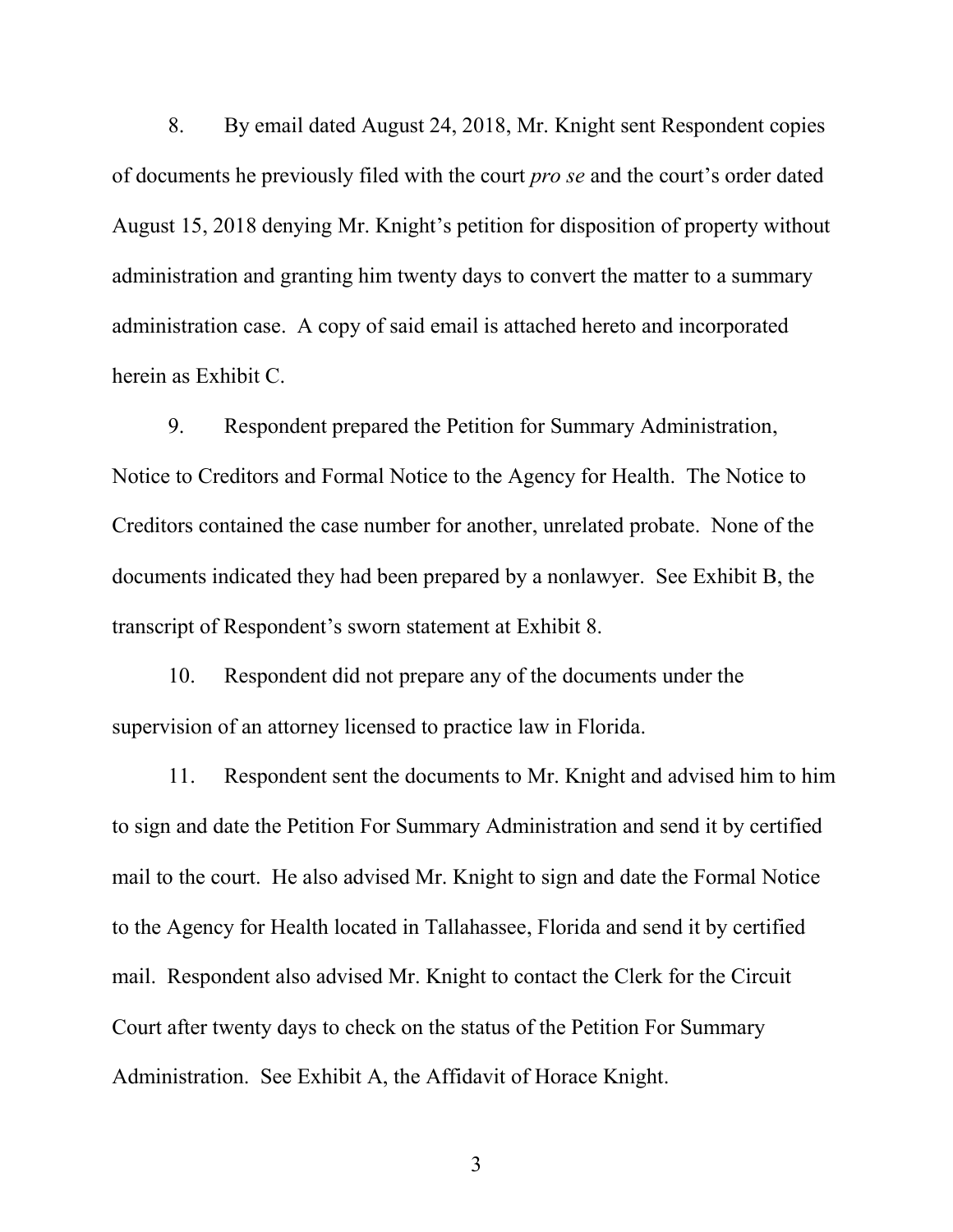8. By email dated August 24, 2018, Mr. Knight sent Respondent copies of documents he previously filed with the court *pro se* and the court's order dated August 15, 2018 denying Mr. Knight's petition for disposition of property without administration and granting him twenty days to convert the matter to a summary administration case. A copy of said email is attached hereto and incorporated herein as Exhibit C.

9. Respondent prepared the Petition for Summary Administration, Notice to Creditors and Formal Notice to the Agency for Health. The Notice to Creditors contained the case number for another, unrelated probate. None of the documents indicated they had been prepared by a nonlawyer. See Exhibit B, the transcript of Respondent's sworn statement at Exhibit 8.

10. Respondent did not prepare any of the documents under the supervision of an attorney licensed to practice law in Florida.

11. Respondent sent the documents to Mr. Knight and advised him to him to sign and date the Petition For Summary Administration and send it by certified mail to the court. He also advised Mr. Knight to sign and date the Formal Notice to the Agency for Health located in Tallahassee, Florida and send it by certified mail. Respondent also advised Mr. Knight to contact the Clerk for the Circuit Court after twenty days to check on the status of the Petition For Summary Administration. See Exhibit A, the Affidavit of Horace Knight.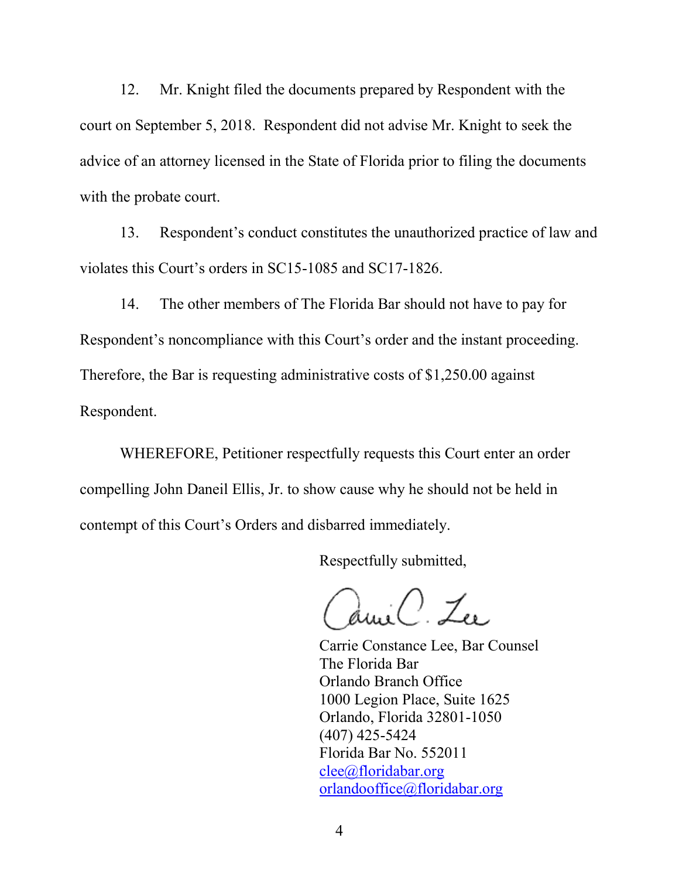12. Mr. Knight filed the documents prepared by Respondent with the court on September 5, 2018. Respondent did not advise Mr. Knight to seek the advice of an attorney licensed in the State of Florida prior to filing the documents with the probate court.

13. Respondent's conduct constitutes the unauthorized practice of law and violates this Court's orders in SC15-1085 and SC17-1826.

14. The other members of The Florida Bar should not have to pay for Respondent's noncompliance with this Court's order and the instant proceeding. Therefore, the Bar is requesting administrative costs of $1,250.00 against Respondent.

WHEREFORE, Petitioner respectfully requests this Court enter an order compelling John Daneil Ellis, Jr. to show cause why he should not be held in contempt of this Court's Orders and disbarred immediately.

Respectfully submitted,

Carrie C. Lee

Carrie Constance Lee, Bar Counsel
The Florida Bar
Orlando Branch Office
1000 Legion Place, Suite 1625
Orlando, Florida 32801-1050
(407) 425-5424
Florida Bar No. 552011
clee@floridabar.org
orlandooffice@floridabar.org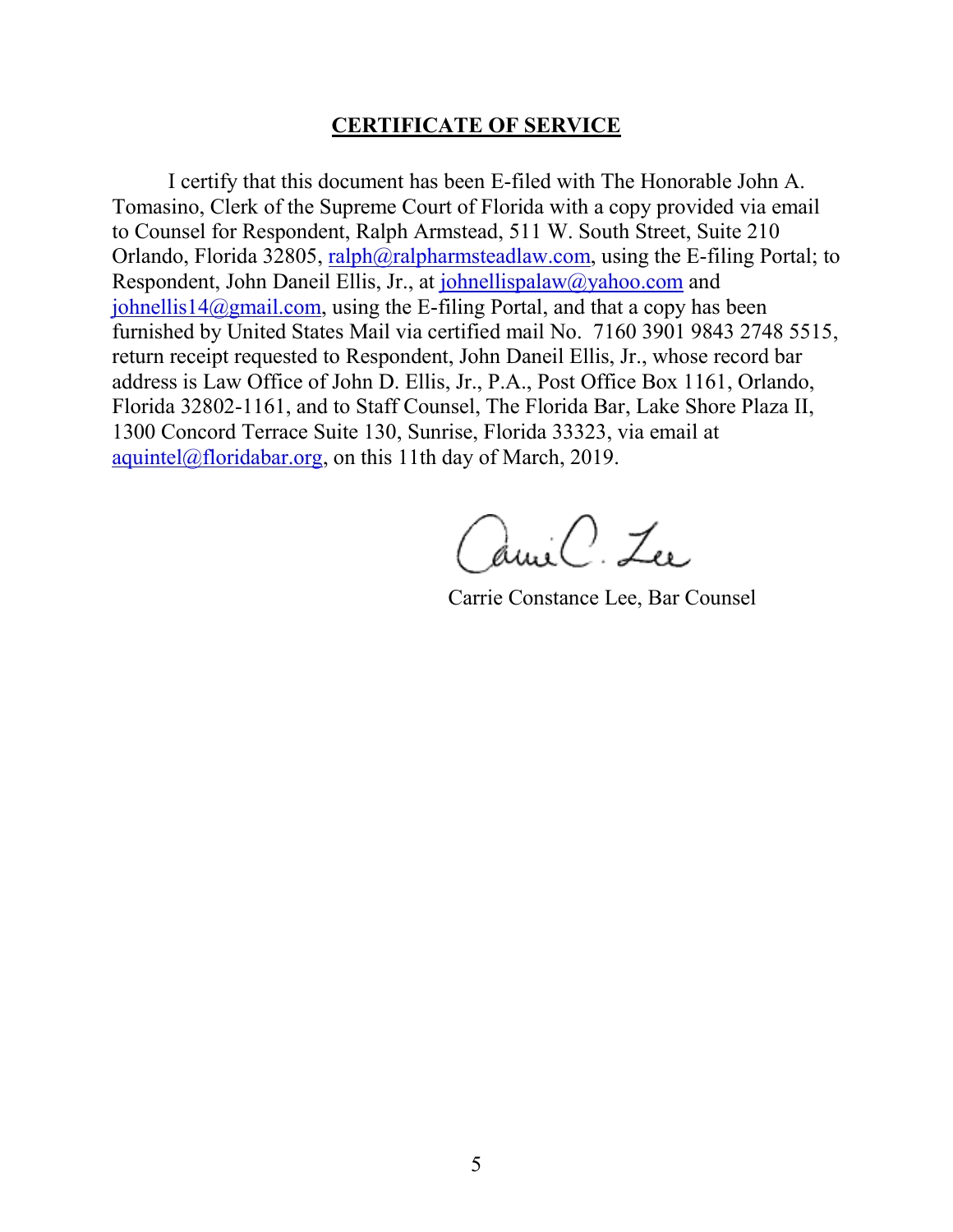## CERTIFICATE OF SERVICE

I certify that this document has been E-filed with The Honorable John A. Tomasino, Clerk of the Supreme Court of Florida with a copy provided via email to Counsel for Respondent, Ralph Armstead, 511 W. South Street, Suite 210 Orlando, Florida 32805, ralph@ralpharmsteadlaw.com, using the E-filing Portal; to Respondent, John Daneil Ellis, Jr., at johnellispalaw@yahoo.com and johnellis14@gmail.com, using the E-filing Portal, and that a copy has been furnished by United States Mail via certified mail No. 7160 3901 9843 2748 5515, return receipt requested to Respondent, John Daneil Ellis, Jr., whose record bar address is Law Office of John D. Ellis, Jr., P.A., Post Office Box 1161, Orlando, Florida 32802-1161, and to Staff Counsel, The Florida Bar, Lake Shore Plaza II, 1300 Concord Terrace Suite 130, Sunrise, Florida 33323, via email at aquintel@floridabar.org, on this 11th day of March, 2019.

Carrie C. Lee

Carrie Constance Lee, Bar Counsel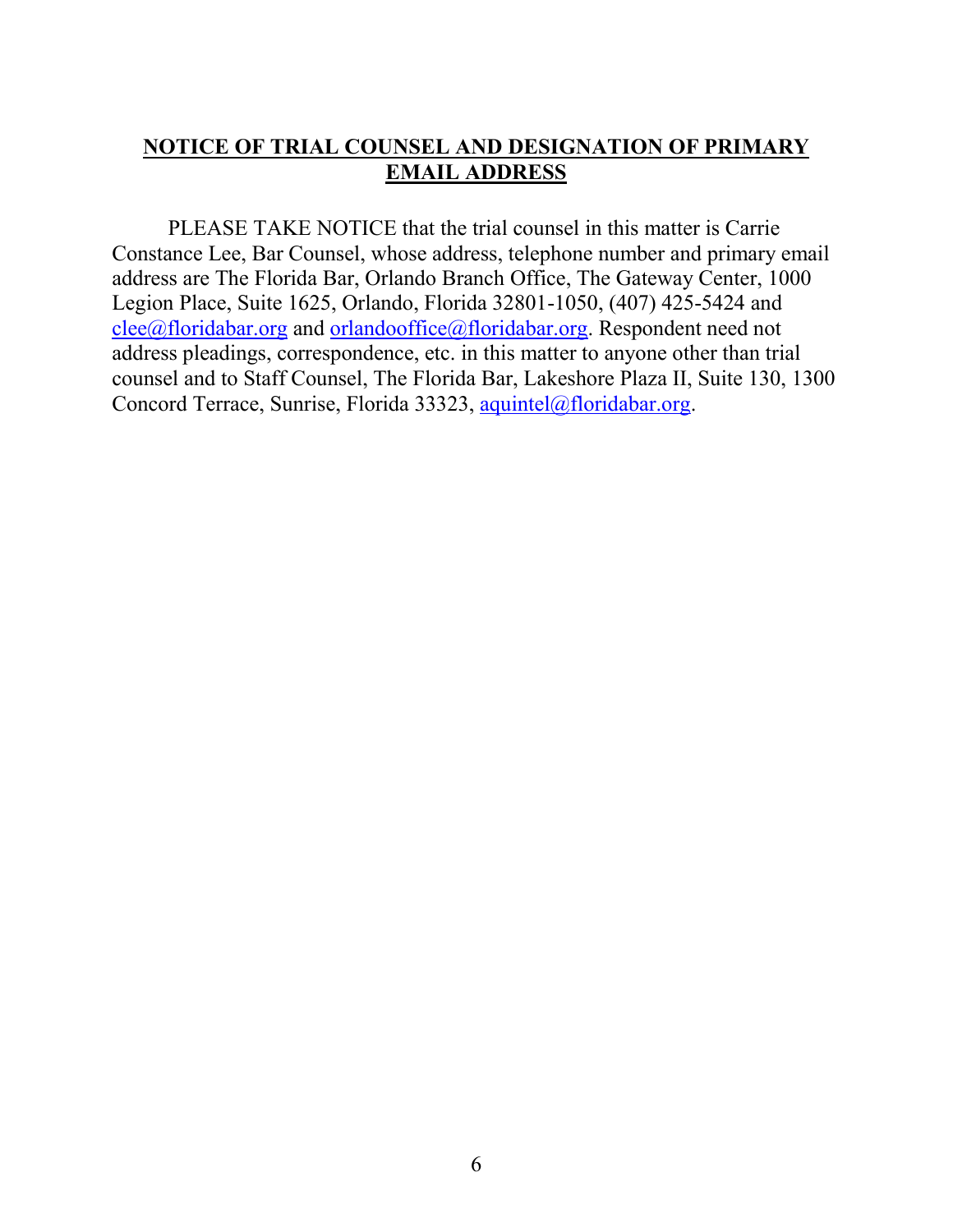## **NOTICE OF TRIAL COUNSEL AND DESIGNATION OF PRIMARY EMAIL ADDRESS**

PLEASE TAKE NOTICE that the trial counsel in this matter is Carrie Constance Lee, Bar Counsel, whose address, telephone number and primary email address are The Florida Bar, Orlando Branch Office, The Gateway Center, 1000 Legion Place, Suite 1625, Orlando, Florida 32801-1050, (407) 425-5424 and clee@floridabar.org and orlandooffice@floridabar.org. Respondent need not address pleadings, correspondence, etc. in this matter to anyone other than trial counsel and to Staff Counsel, The Florida Bar, Lakeshore Plaza II, Suite 130, 1300 Concord Terrace, Sunrise, Florida 33323, aquintel@floridabar.org.